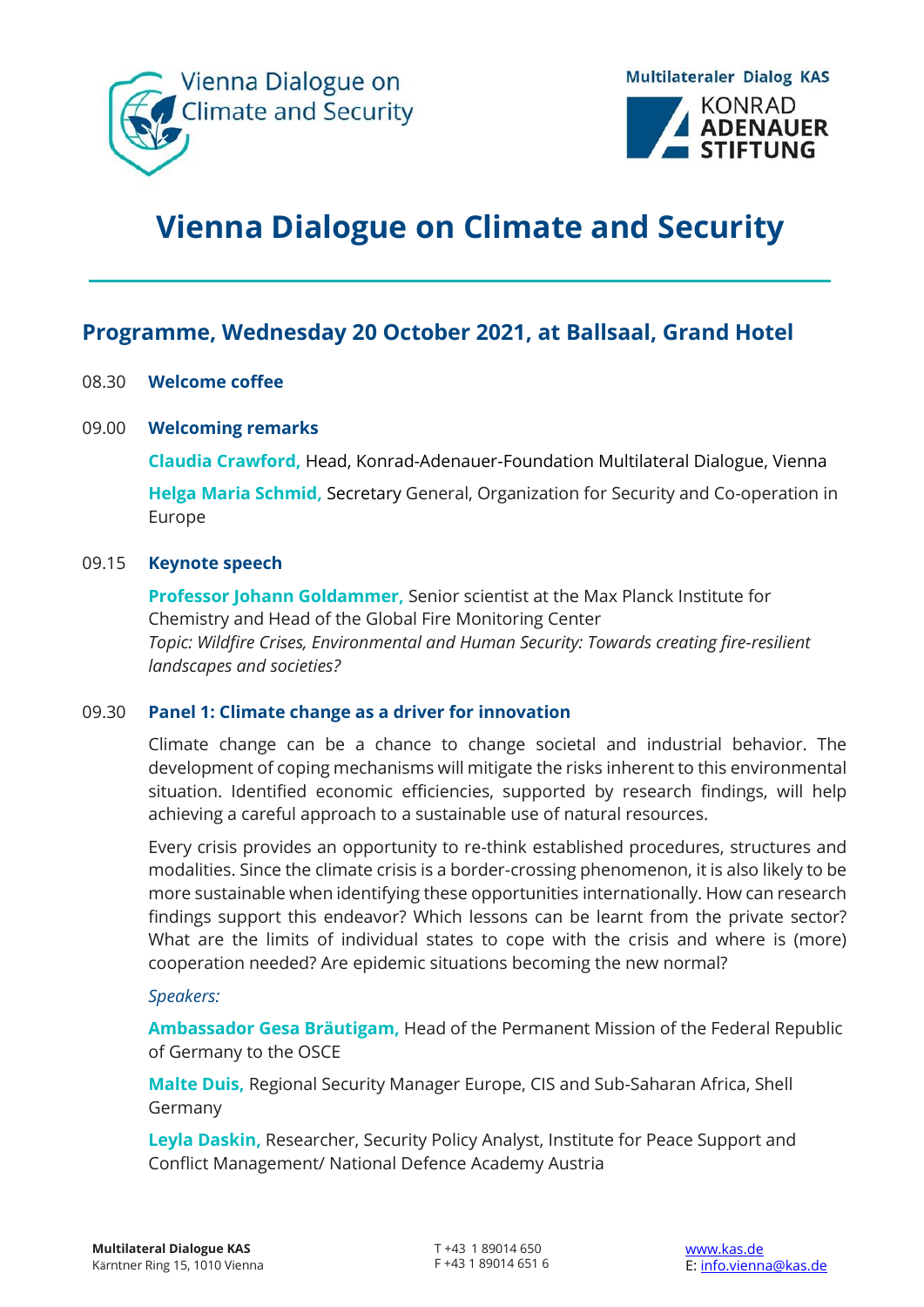# Vienna Dialogue on Climate and Security

## Programme, Wednesday 20 October 2021, at Ballsaal, Grand Hotel

08.30 **Welcome coffee**

09.00 **Welcoming remarks**

**Claudia Crawford,** Head, Konrad-Adenauer-Foundation Multilateral Dialogue, Vienna

**Helga Maria Schmid,** Secretary General, Organization for Security and Co-operation in Europe

09.15 **Keynote speech**

**Professor Johann Goldammer,** Senior scientist at the Max Planck Institute for Chemistry and Head of the Global Fire Monitoring Center
*Topic: Wildfire Crises, Environmental and Human Security: Towards creating fire-resilient landscapes and societies?*

09.30 **Panel 1: Climate change as a driver for innovation**

Climate change can be a chance to change societal and industrial behavior. The development of coping mechanisms will mitigate the risks inherent to this environmental situation. Identified economic efficiencies, supported by research findings, will help achieving a careful approach to a sustainable use of natural resources.

Every crisis provides an opportunity to re-think established procedures, structures and modalities. Since the climate crisis is a border-crossing phenomenon, it is also likely to be more sustainable when identifying these opportunities internationally. How can research findings support this endeavor? Which lessons can be learnt from the private sector? What are the limits of individual states to cope with the crisis and where is (more) cooperation needed? Are epidemic situations becoming the new normal?

*Speakers:*

**Ambassador Gesa Bräutigam,** Head of the Permanent Mission of the Federal Republic of Germany to the OSCE

**Malte Duis,** Regional Security Manager Europe, CIS and Sub-Saharan Africa, Shell Germany

**Leyla Daskin,** Researcher, Security Policy Analyst, Institute for Peace Support and Conflict Management/ National Defence Academy Austria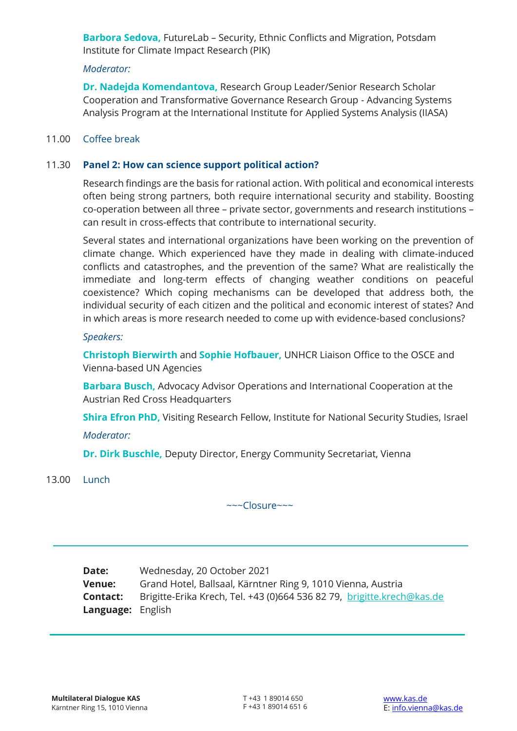**Barbora Sedova,** FutureLab – Security, Ethnic Conflicts and Migration, Potsdam Institute for Climate Impact Research (PIK)

*Moderator:*

**Dr. Nadejda Komendantova,** Research Group Leader/Senior Research Scholar Cooperation and Transformative Governance Research Group - Advancing Systems Analysis Program at the International Institute for Applied Systems Analysis (IIASA)

11.00 Coffee break

11.30 **Panel 2: How can science support political action?**

Research findings are the basis for rational action. With political and economical interests often being strong partners, both require international security and stability. Boosting co-operation between all three – private sector, governments and research institutions – can result in cross-effects that contribute to international security.

Several states and international organizations have been working on the prevention of climate change. Which experienced have they made in dealing with climate-induced conflicts and catastrophes, and the prevention of the same? What are realistically the immediate and long-term effects of changing weather conditions on peaceful coexistence? Which coping mechanisms can be developed that address both, the individual security of each citizen and the political and economic interest of states? And in which areas is more research needed to come up with evidence-based conclusions?

*Speakers:*

**Christoph Bierwirth** and **Sophie Hofbauer,** UNHCR Liaison Office to the OSCE and Vienna-based UN Agencies

**Barbara Busch,** Advocacy Advisor Operations and International Cooperation at the Austrian Red Cross Headquarters

**Shira Efron PhD,** Visiting Research Fellow, Institute for National Security Studies, Israel

*Moderator:*

**Dr. Dirk Buschle,** Deputy Director, Energy Community Secretariat, Vienna

13.00 Lunch

~~~Closure~~~

---

**Date:** Wednesday, 20 October 2021
**Venue:** Grand Hotel, Ballsaal, Kärntner Ring 9, 1010 Vienna, Austria
**Contact:** Brigitte-Erika Krech, Tel. +43 (0)664 536 82 79, brigitte.krech@kas.de
**Language:** English

---

**Multilateral Dialogue KAS**
Kärntner Ring 15, 1010 Vienna

T +43 1 89014 650
F +43 1 89014 651 6

www.kas.de
E: info.vienna@kas.de